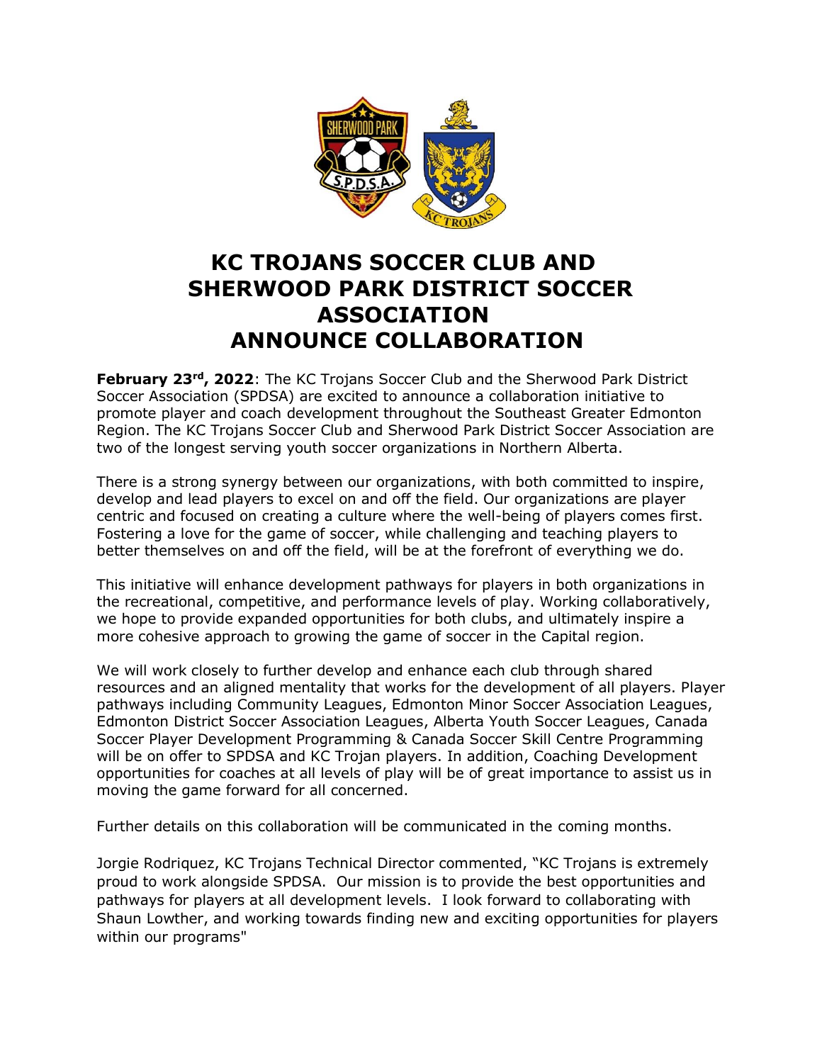# KC TROJANS SOCCER CLUB AND SHERWOOD PARK DISTRICT SOCCER ASSOCIATION ANNOUNCE COLLABORATION

**February 23rd, 2022**: The KC Trojans Soccer Club and the Sherwood Park District Soccer Association (SPDSA) are excited to announce a collaboration initiative to promote player and coach development throughout the Southeast Greater Edmonton Region. The KC Trojans Soccer Club and Sherwood Park District Soccer Association are two of the longest serving youth soccer organizations in Northern Alberta.

There is a strong synergy between our organizations, with both committed to inspire, develop and lead players to excel on and off the field. Our organizations are player centric and focused on creating a culture where the well-being of players comes first. Fostering a love for the game of soccer, while challenging and teaching players to better themselves on and off the field, will be at the forefront of everything we do.

This initiative will enhance development pathways for players in both organizations in the recreational, competitive, and performance levels of play. Working collaboratively, we hope to provide expanded opportunities for both clubs, and ultimately inspire a more cohesive approach to growing the game of soccer in the Capital region.

We will work closely to further develop and enhance each club through shared resources and an aligned mentality that works for the development of all players. Player pathways including Community Leagues, Edmonton Minor Soccer Association Leagues, Edmonton District Soccer Association Leagues, Alberta Youth Soccer Leagues, Canada Soccer Player Development Programming & Canada Soccer Skill Centre Programming will be on offer to SPDSA and KC Trojan players. In addition, Coaching Development opportunities for coaches at all levels of play will be of great importance to assist us in moving the game forward for all concerned.

Further details on this collaboration will be communicated in the coming months.

Jorgie Rodriquez, KC Trojans Technical Director commented, "KC Trojans is extremely proud to work alongside SPDSA. Our mission is to provide the best opportunities and pathways for players at all development levels. I look forward to collaborating with Shaun Lowther, and working towards finding new and exciting opportunities for players within our programs"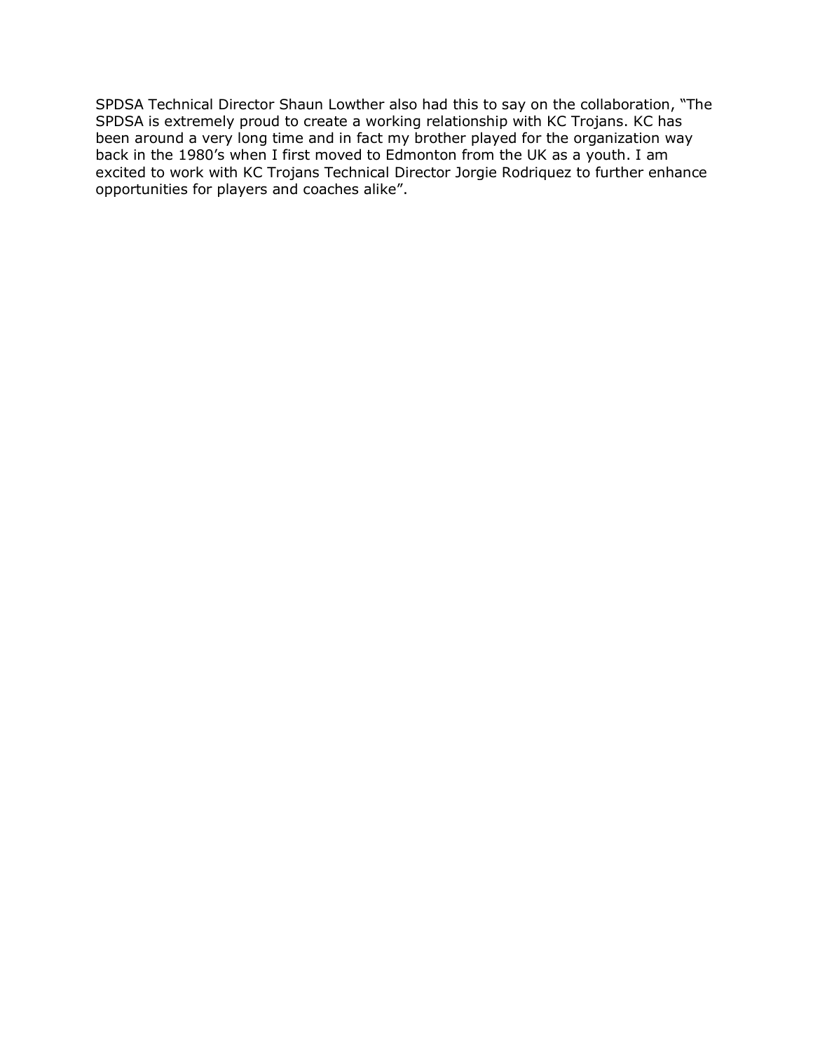SPDSA Technical Director Shaun Lowther also had this to say on the collaboration, "The SPDSA is extremely proud to create a working relationship with KC Trojans. KC has been around a very long time and in fact my brother played for the organization way back in the 1980's when I first moved to Edmonton from the UK as a youth. I am excited to work with KC Trojans Technical Director Jorgie Rodriquez to further enhance opportunities for players and coaches alike".